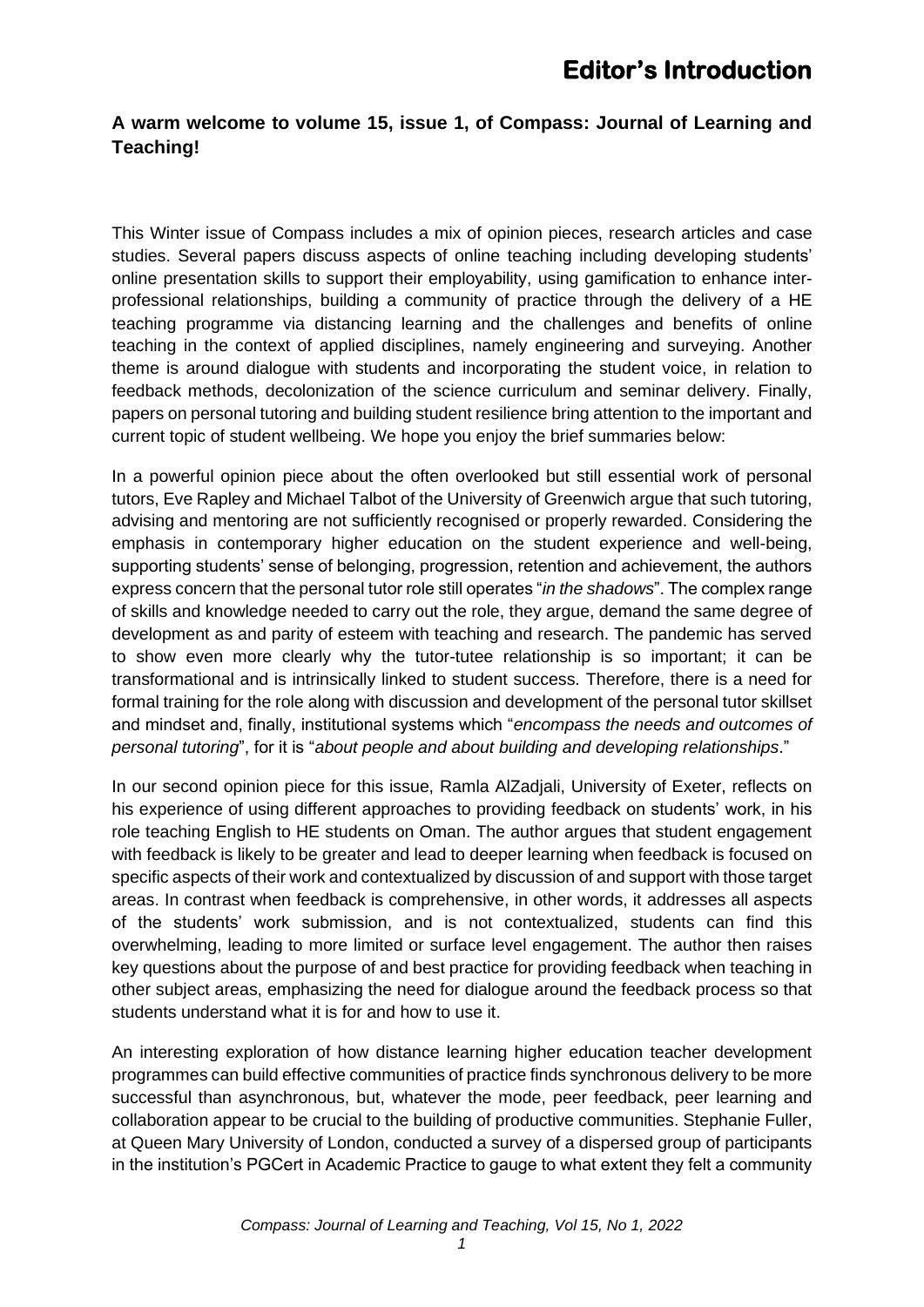# Editor's Introduction

**A warm welcome to volume 15, issue 1, of Compass: Journal of Learning and Teaching!**

This Winter issue of Compass includes a mix of opinion pieces, research articles and case studies. Several papers discuss aspects of online teaching including developing students' online presentation skills to support their employability, using gamification to enhance inter-professional relationships, building a community of practice through the delivery of a HE teaching programme via distancing learning and the challenges and benefits of online teaching in the context of applied disciplines, namely engineering and surveying. Another theme is around dialogue with students and incorporating the student voice, in relation to feedback methods, decolonization of the science curriculum and seminar delivery. Finally, papers on personal tutoring and building student resilience bring attention to the important and current topic of student wellbeing. We hope you enjoy the brief summaries below:

In a powerful opinion piece about the often overlooked but still essential work of personal tutors, Eve Rapley and Michael Talbot of the University of Greenwich argue that such tutoring, advising and mentoring are not sufficiently recognised or properly rewarded. Considering the emphasis in contemporary higher education on the student experience and well-being, supporting students' sense of belonging, progression, retention and achievement, the authors express concern that the personal tutor role still operates "*in the shadows*". The complex range of skills and knowledge needed to carry out the role, they argue, demand the same degree of development as and parity of esteem with teaching and research. The pandemic has served to show even more clearly why the tutor-tutee relationship is so important; it can be transformational and is intrinsically linked to student success. Therefore, there is a need for formal training for the role along with discussion and development of the personal tutor skillset and mindset and, finally, institutional systems which "*encompass the needs and outcomes of personal tutoring*", for it is "*about people and about building and developing relationships*."

In our second opinion piece for this issue, Ramla AlZadjali, University of Exeter, reflects on his experience of using different approaches to providing feedback on students' work, in his role teaching English to HE students on Oman. The author argues that student engagement with feedback is likely to be greater and lead to deeper learning when feedback is focused on specific aspects of their work and contextualized by discussion of and support with those target areas. In contrast when feedback is comprehensive, in other words, it addresses all aspects of the students' work submission, and is not contextualized, students can find this overwhelming, leading to more limited or surface level engagement. The author then raises key questions about the purpose of and best practice for providing feedback when teaching in other subject areas, emphasizing the need for dialogue around the feedback process so that students understand what it is for and how to use it.

An interesting exploration of how distance learning higher education teacher development programmes can build effective communities of practice finds synchronous delivery to be more successful than asynchronous, but, whatever the mode, peer feedback, peer learning and collaboration appear to be crucial to the building of productive communities. Stephanie Fuller, at Queen Mary University of London, conducted a survey of a dispersed group of participants in the institution's PGCert in Academic Practice to gauge to what extent they felt a community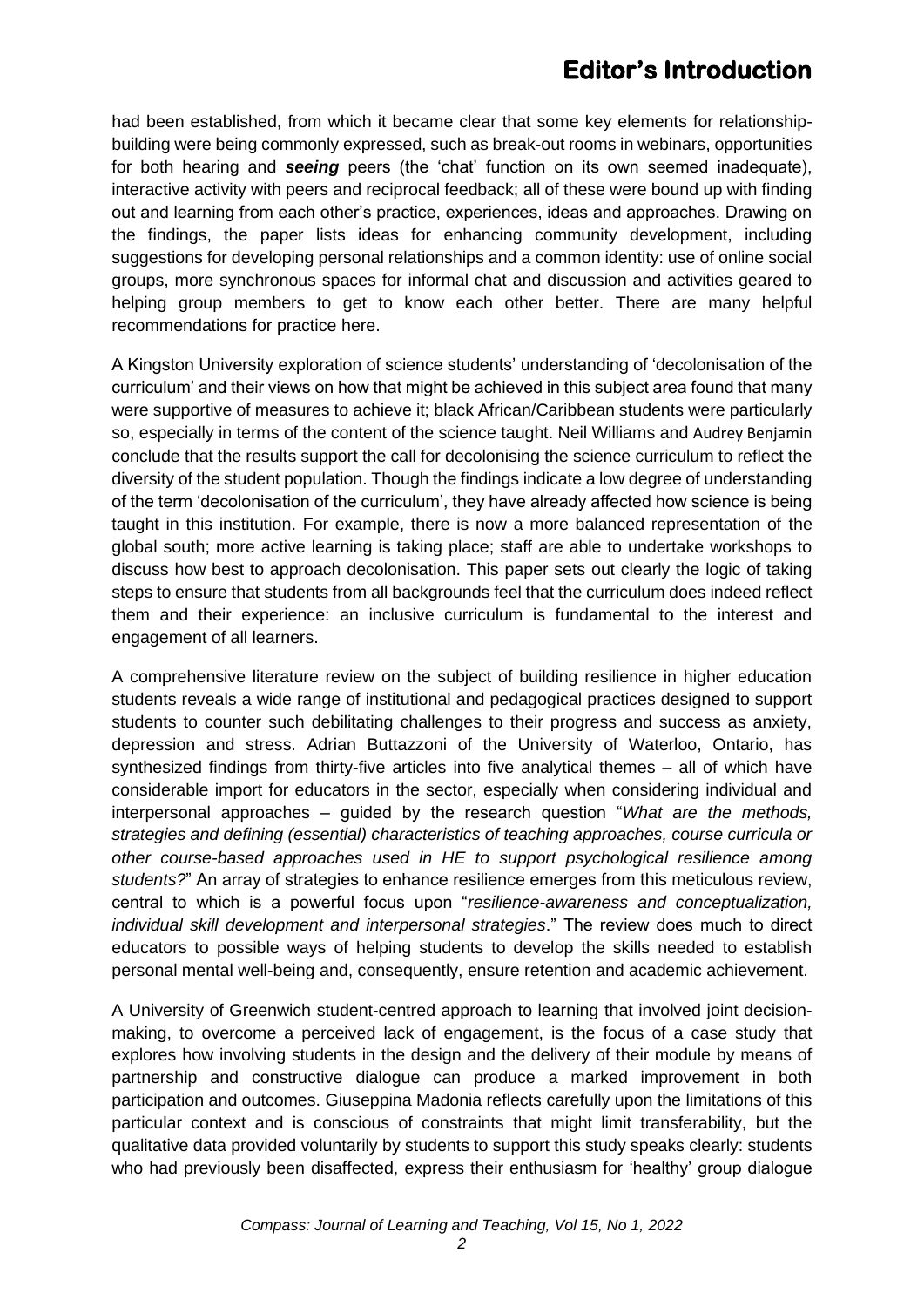had been established, from which it became clear that some key elements for relationship-building were being commonly expressed, such as break-out rooms in webinars, opportunities for both hearing and ***seeing*** peers (the 'chat' function on its own seemed inadequate), interactive activity with peers and reciprocal feedback; all of these were bound up with finding out and learning from each other's practice, experiences, ideas and approaches. Drawing on the findings, the paper lists ideas for enhancing community development, including suggestions for developing personal relationships and a common identity: use of online social groups, more synchronous spaces for informal chat and discussion and activities geared to helping group members to get to know each other better. There are many helpful recommendations for practice here.

A Kingston University exploration of science students' understanding of 'decolonisation of the curriculum' and their views on how that might be achieved in this subject area found that many were supportive of measures to achieve it; black African/Caribbean students were particularly so, especially in terms of the content of the science taught. Neil Williams and Audrey Benjamin conclude that the results support the call for decolonising the science curriculum to reflect the diversity of the student population. Though the findings indicate a low degree of understanding of the term 'decolonisation of the curriculum', they have already affected how science is being taught in this institution. For example, there is now a more balanced representation of the global south; more active learning is taking place; staff are able to undertake workshops to discuss how best to approach decolonisation. This paper sets out clearly the logic of taking steps to ensure that students from all backgrounds feel that the curriculum does indeed reflect them and their experience: an inclusive curriculum is fundamental to the interest and engagement of all learners.

A comprehensive literature review on the subject of building resilience in higher education students reveals a wide range of institutional and pedagogical practices designed to support students to counter such debilitating challenges to their progress and success as anxiety, depression and stress. Adrian Buttazzoni of the University of Waterloo, Ontario, has synthesized findings from thirty-five articles into five analytical themes – all of which have considerable import for educators in the sector, especially when considering individual and interpersonal approaches – guided by the research question "*What are the methods, strategies and defining (essential) characteristics of teaching approaches, course curricula or other course-based approaches used in HE to support psychological resilience among students?*" An array of strategies to enhance resilience emerges from this meticulous review, central to which is a powerful focus upon "*resilience-awareness and conceptualization, individual skill development and interpersonal strategies*." The review does much to direct educators to possible ways of helping students to develop the skills needed to establish personal mental well-being and, consequently, ensure retention and academic achievement.

A University of Greenwich student-centred approach to learning that involved joint decision-making, to overcome a perceived lack of engagement, is the focus of a case study that explores how involving students in the design and the delivery of their module by means of partnership and constructive dialogue can produce a marked improvement in both participation and outcomes. Giuseppina Madonia reflects carefully upon the limitations of this particular context and is conscious of constraints that might limit transferability, but the qualitative data provided voluntarily by students to support this study speaks clearly: students who had previously been disaffected, express their enthusiasm for 'healthy' group dialogue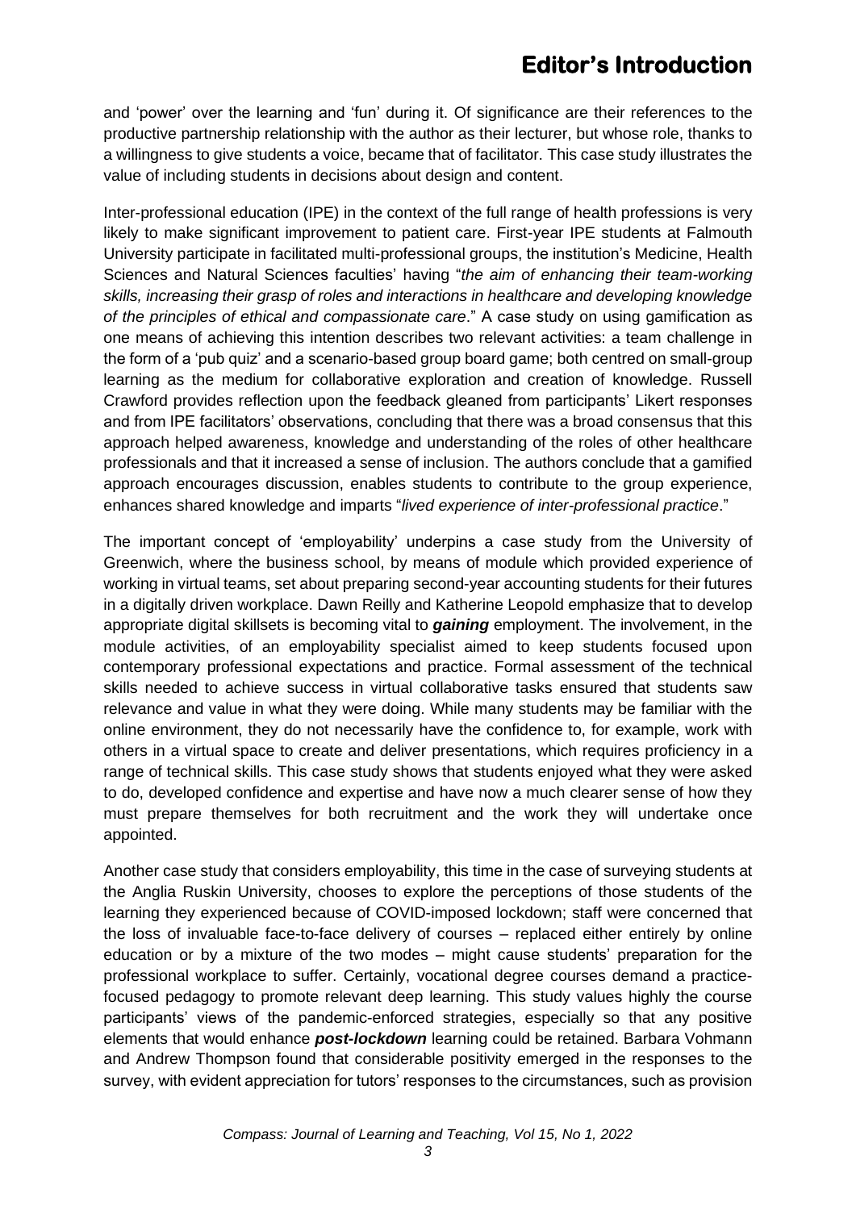and 'power' over the learning and 'fun' during it. Of significance are their references to the productive partnership relationship with the author as their lecturer, but whose role, thanks to a willingness to give students a voice, became that of facilitator. This case study illustrates the value of including students in decisions about design and content.

Inter-professional education (IPE) in the context of the full range of health professions is very likely to make significant improvement to patient care. First-year IPE students at Falmouth University participate in facilitated multi-professional groups, the institution's Medicine, Health Sciences and Natural Sciences faculties' having "*the aim of enhancing their team-working skills, increasing their grasp of roles and interactions in healthcare and developing knowledge of the principles of ethical and compassionate care*." A case study on using gamification as one means of achieving this intention describes two relevant activities: a team challenge in the form of a 'pub quiz' and a scenario-based group board game; both centred on small-group learning as the medium for collaborative exploration and creation of knowledge. Russell Crawford provides reflection upon the feedback gleaned from participants' Likert responses and from IPE facilitators' observations, concluding that there was a broad consensus that this approach helped awareness, knowledge and understanding of the roles of other healthcare professionals and that it increased a sense of inclusion. The authors conclude that a gamified approach encourages discussion, enables students to contribute to the group experience, enhances shared knowledge and imparts "*lived experience of inter-professional practice*."

The important concept of 'employability' underpins a case study from the University of Greenwich, where the business school, by means of module which provided experience of working in virtual teams, set about preparing second-year accounting students for their futures in a digitally driven workplace. Dawn Reilly and Katherine Leopold emphasize that to develop appropriate digital skillsets is becoming vital to ***gaining*** employment. The involvement, in the module activities, of an employability specialist aimed to keep students focused upon contemporary professional expectations and practice. Formal assessment of the technical skills needed to achieve success in virtual collaborative tasks ensured that students saw relevance and value in what they were doing. While many students may be familiar with the online environment, they do not necessarily have the confidence to, for example, work with others in a virtual space to create and deliver presentations, which requires proficiency in a range of technical skills. This case study shows that students enjoyed what they were asked to do, developed confidence and expertise and have now a much clearer sense of how they must prepare themselves for both recruitment and the work they will undertake once appointed.

Another case study that considers employability, this time in the case of surveying students at the Anglia Ruskin University, chooses to explore the perceptions of those students of the learning they experienced because of COVID-imposed lockdown; staff were concerned that the loss of invaluable face-to-face delivery of courses – replaced either entirely by online education or by a mixture of the two modes – might cause students' preparation for the professional workplace to suffer. Certainly, vocational degree courses demand a practice-focused pedagogy to promote relevant deep learning. This study values highly the course participants' views of the pandemic-enforced strategies, especially so that any positive elements that would enhance ***post-lockdown*** learning could be retained. Barbara Vohmann and Andrew Thompson found that considerable positivity emerged in the responses to the survey, with evident appreciation for tutors' responses to the circumstances, such as provision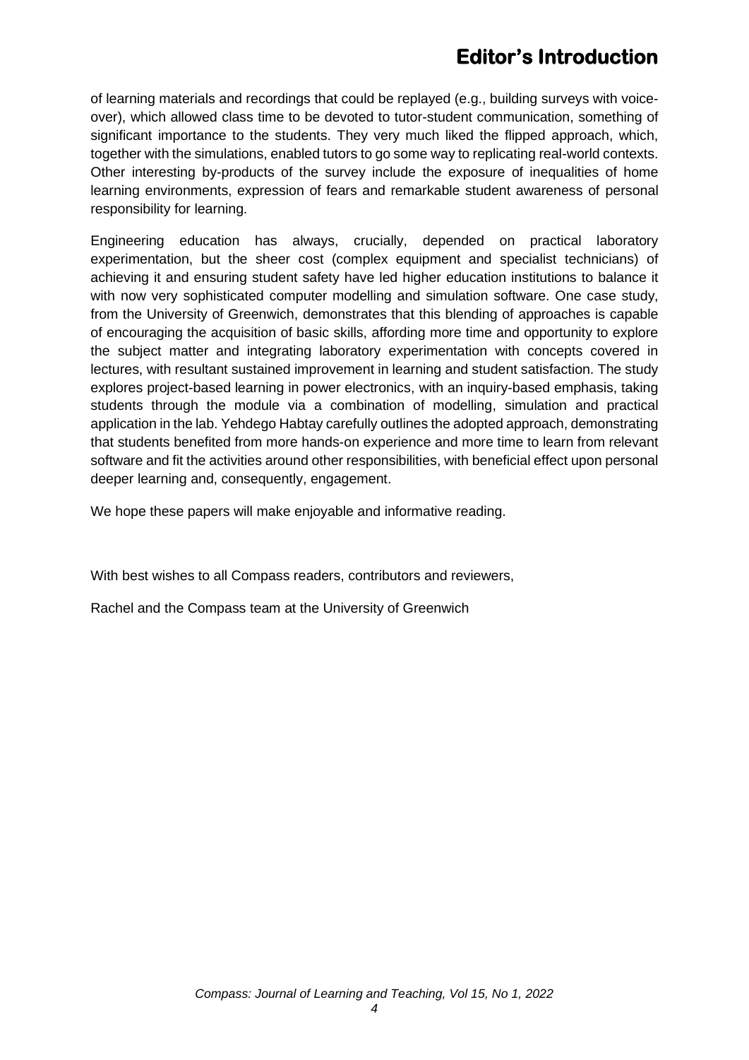of learning materials and recordings that could be replayed (e.g., building surveys with voice-over), which allowed class time to be devoted to tutor-student communication, something of significant importance to the students. They very much liked the flipped approach, which, together with the simulations, enabled tutors to go some way to replicating real-world contexts. Other interesting by-products of the survey include the exposure of inequalities of home learning environments, expression of fears and remarkable student awareness of personal responsibility for learning.

Engineering education has always, crucially, depended on practical laboratory experimentation, but the sheer cost (complex equipment and specialist technicians) of achieving it and ensuring student safety have led higher education institutions to balance it with now very sophisticated computer modelling and simulation software. One case study, from the University of Greenwich, demonstrates that this blending of approaches is capable of encouraging the acquisition of basic skills, affording more time and opportunity to explore the subject matter and integrating laboratory experimentation with concepts covered in lectures, with resultant sustained improvement in learning and student satisfaction. The study explores project-based learning in power electronics, with an inquiry-based emphasis, taking students through the module via a combination of modelling, simulation and practical application in the lab. Yehdego Habtay carefully outlines the adopted approach, demonstrating that students benefited from more hands-on experience and more time to learn from relevant software and fit the activities around other responsibilities, with beneficial effect upon personal deeper learning and, consequently, engagement.

We hope these papers will make enjoyable and informative reading.

With best wishes to all Compass readers, contributors and reviewers,

Rachel and the Compass team at the University of Greenwich